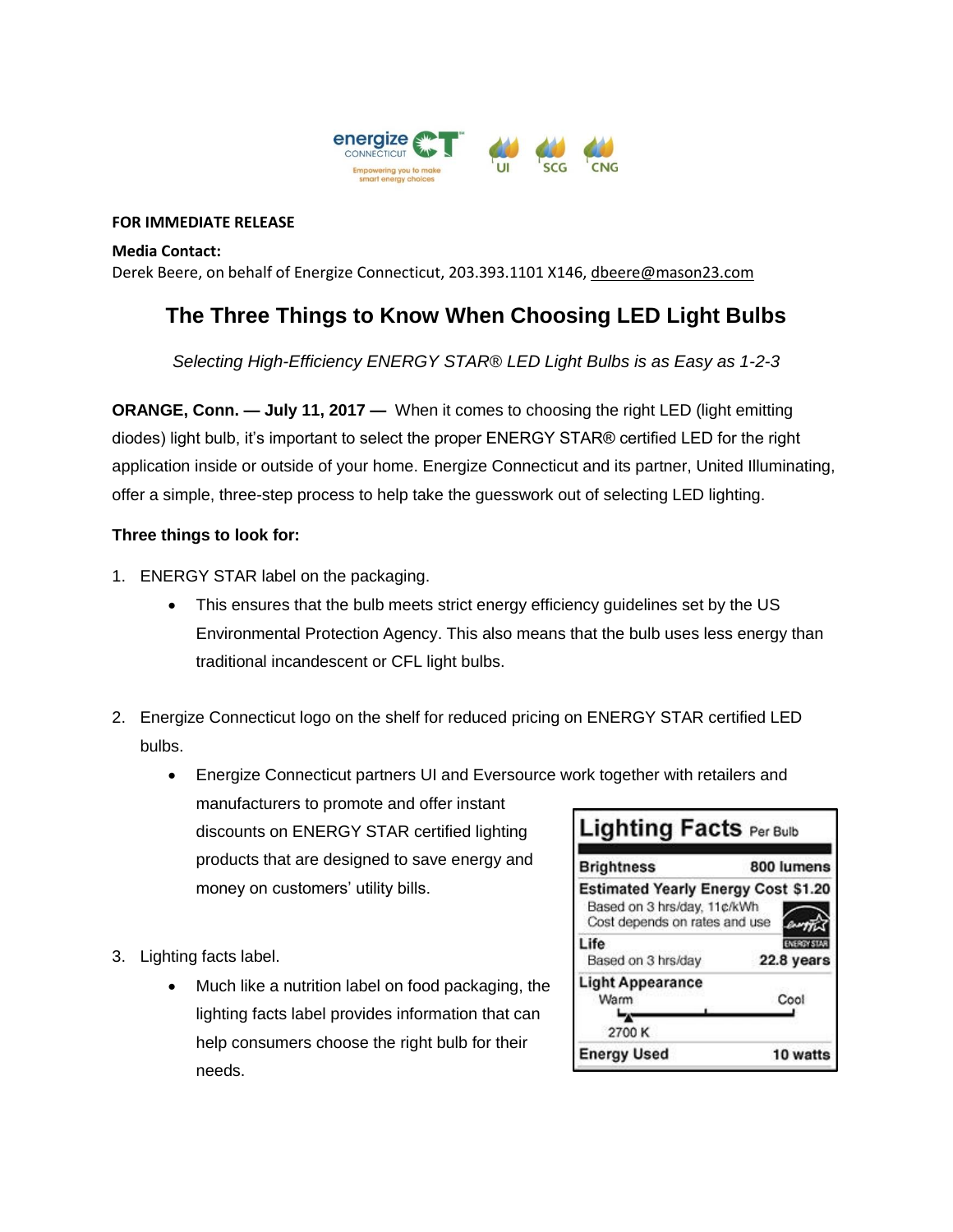**FOR IMMEDIATE RELEASE**

**Media Contact:**
Derek Beere, on behalf of Energize Connecticut, 203.393.1101 X146, dbeere@mason23.com

# The Three Things to Know When Choosing LED Light Bulbs

*Selecting High-Efficiency ENERGY STAR® LED Light Bulbs is as Easy as 1-2-3*

**ORANGE, Conn. — July 11, 2017 —** When it comes to choosing the right LED (light emitting diodes) light bulb, it's important to select the proper ENERGY STAR® certified LED for the right application inside or outside of your home. Energize Connecticut and its partner, United Illuminating, offer a simple, three-step process to help take the guesswork out of selecting LED lighting.

**Three things to look for:**

1. ENERGY STAR label on the packaging.
   - This ensures that the bulb meets strict energy efficiency guidelines set by the US Environmental Protection Agency. This also means that the bulb uses less energy than traditional incandescent or CFL light bulbs.

2. Energize Connecticut logo on the shelf for reduced pricing on ENERGY STAR certified LED bulbs.
   - Energize Connecticut partners UI and Eversource work together with retailers and manufacturers to promote and offer instant discounts on ENERGY STAR certified lighting products that are designed to save energy and money on customers' utility bills.

3. Lighting facts label.
   - Much like a nutrition label on food packaging, the lighting facts label provides information that can help consumers choose the right bulb for their needs.

| Lighting Facts Per Bulb | |
|---|---|
| Brightness | 800 lumens |
| Estimated Yearly Energy Cost<br>Based on 3 hrs/day, 11¢/kWh<br>Cost depends on rates and use | $1.20 |
| Life<br>Based on 3 hrs/day | 22.8 years |
| Light Appearance (Warm – Cool) | 2700 K |
| Energy Used | 10 watts |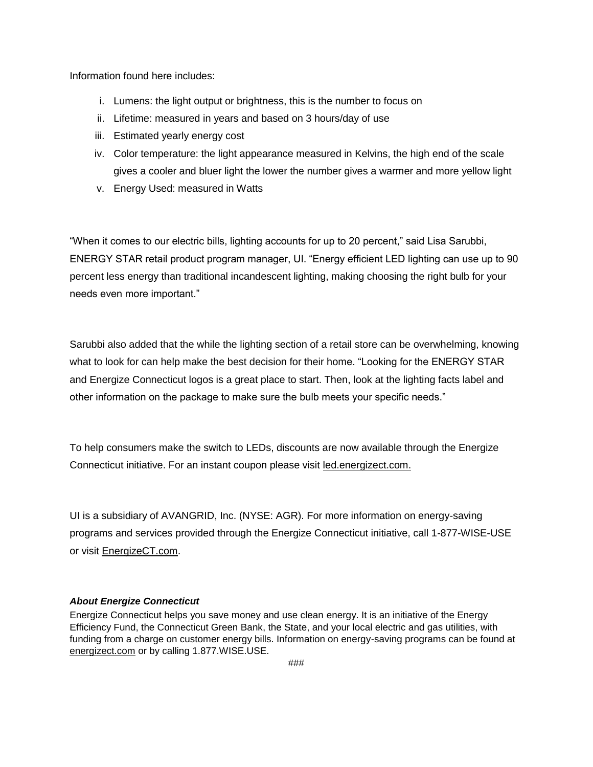Information found here includes:

i. Lumens: the light output or brightness, this is the number to focus on
ii. Lifetime: measured in years and based on 3 hours/day of use
iii. Estimated yearly energy cost
iv. Color temperature: the light appearance measured in Kelvins, the high end of the scale gives a cooler and bluer light the lower the number gives a warmer and more yellow light
v. Energy Used: measured in Watts

“When it comes to our electric bills, lighting accounts for up to 20 percent,” said Lisa Sarubbi, ENERGY STAR retail product program manager, UI. “Energy efficient LED lighting can use up to 90 percent less energy than traditional incandescent lighting, making choosing the right bulb for your needs even more important.”

Sarubbi also added that the while the lighting section of a retail store can be overwhelming, knowing what to look for can help make the best decision for their home. “Looking for the ENERGY STAR and Energize Connecticut logos is a great place to start. Then, look at the lighting facts label and other information on the package to make sure the bulb meets your specific needs.”

To help consumers make the switch to LEDs, discounts are now available through the Energize Connecticut initiative. For an instant coupon please visit led.energizect.com.

UI is a subsidiary of AVANGRID, Inc. (NYSE: AGR). For more information on energy-saving programs and services provided through the Energize Connecticut initiative, call 1-877-WISE-USE or visit EnergizeCT.com.

***About Energize Connecticut***

Energize Connecticut helps you save money and use clean energy. It is an initiative of the Energy Efficiency Fund, the Connecticut Green Bank, the State, and your local electric and gas utilities, with funding from a charge on customer energy bills. Information on energy-saving programs can be found at energizect.com or by calling 1.877.WISE.USE.

###